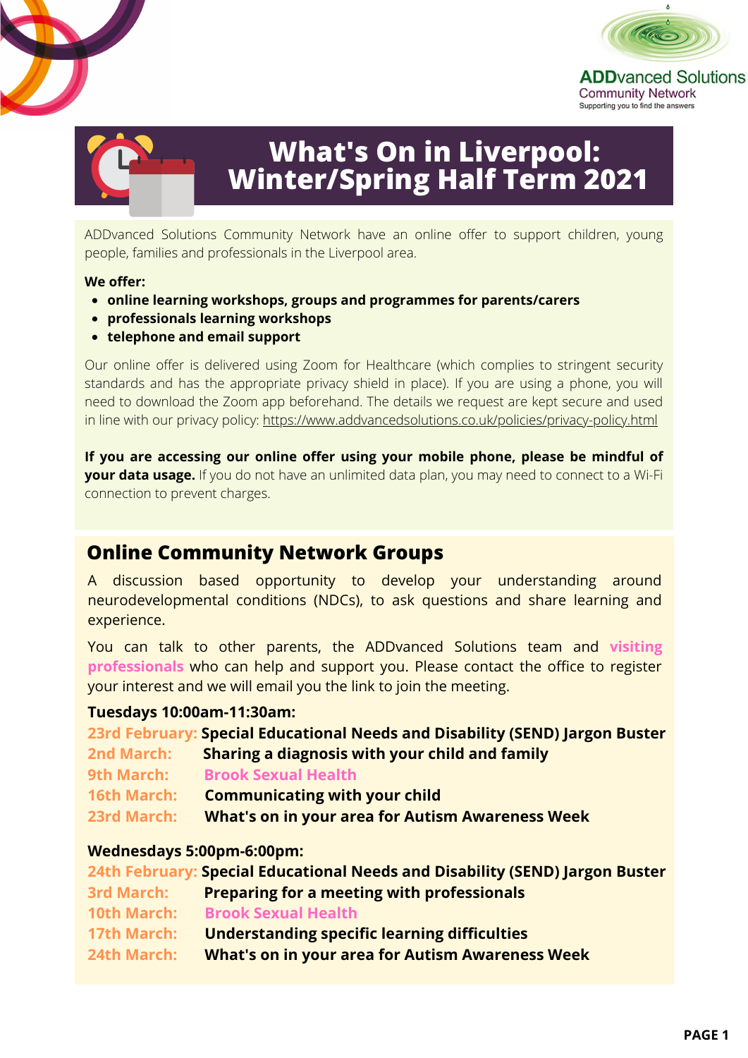ADDvanced Solutions
Community Network
Supporting you to find the answers

# What's On in Liverpool: Winter/Spring Half Term 2021

ADDvanced Solutions Community Network have an online offer to support children, young people, families and professionals in the Liverpool area.

**We offer:**

- **online learning workshops, groups and programmes for parents/carers**
- **professionals learning workshops**
- **telephone and email support**

Our online offer is delivered using Zoom for Healthcare (which complies to stringent security standards and has the appropriate privacy shield in place). If you are using a phone, you will need to download the Zoom app beforehand. The details we request are kept secure and used in line with our privacy policy: https://www.addvancedsolutions.co.uk/policies/privacy-policy.html

**If you are accessing our online offer using your mobile phone, please be mindful of your data usage.** If you do not have an unlimited data plan, you may need to connect to a Wi-Fi connection to prevent charges.

## Online Community Network Groups

A discussion based opportunity to develop your understanding around neurodevelopmental conditions (NDCs), to ask questions and share learning and experience.

You can talk to other parents, the ADDvanced Solutions team and **visiting professionals** who can help and support you. Please contact the office to register your interest and we will email you the link to join the meeting.

**Tuesdays 10:00am-11:30am:**

**23rd February:** **Special Educational Needs and Disability (SEND) Jargon Buster**
**2nd March:** **Sharing a diagnosis with your child and family**
**9th March:** **Brook Sexual Health**
**16th March:** **Communicating with your child**
**23rd March:** **What's on in your area for Autism Awareness Week**

**Wednesdays 5:00pm-6:00pm:**

**24th February:** **Special Educational Needs and Disability (SEND) Jargon Buster**
**3rd March:** **Preparing for a meeting with professionals**
**10th March:** **Brook Sexual Health**
**17th March:** **Understanding specific learning difficulties**
**24th March:** **What's on in your area for Autism Awareness Week**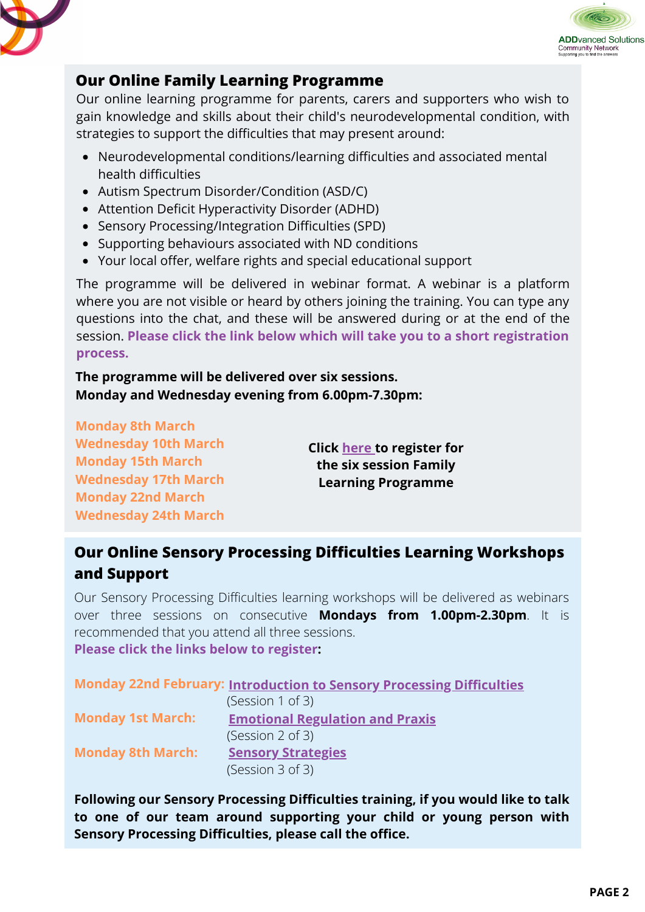## Our Online Family Learning Programme

Our online learning programme for parents, carers and supporters who wish to gain knowledge and skills about their child's neurodevelopmental condition, with strategies to support the difficulties that may present around:

- Neurodevelopmental conditions/learning difficulties and associated mental health difficulties
- Autism Spectrum Disorder/Condition (ASD/C)
- Attention Deficit Hyperactivity Disorder (ADHD)
- Sensory Processing/Integration Difficulties (SPD)
- Supporting behaviours associated with ND conditions
- Your local offer, welfare rights and special educational support

The programme will be delivered in webinar format. A webinar is a platform where you are not visible or heard by others joining the training. You can type any questions into the chat, and these will be answered during or at the end of the session. **Please click the link below which will take you to a short registration process.**

**The programme will be delivered over six sessions.**
**Monday and Wednesday evening from 6.00pm-7.30pm:**

**Monday 8th March**
**Wednesday 10th March**
**Monday 15th March**
**Wednesday 17th March**
**Monday 22nd March**
**Wednesday 24th March**

**Click here to register for the six session Family Learning Programme**

## Our Online Sensory Processing Difficulties Learning Workshops and Support

Our Sensory Processing Difficulties learning workshops will be delivered as webinars over three sessions on consecutive **Mondays from 1.00pm-2.30pm**. It is recommended that you attend all three sessions.
**Please click the links below to register:**

**Monday 22nd February:** **Introduction to Sensory Processing Difficulties** (Session 1 of 3)

**Monday 1st March:** **Emotional Regulation and Praxis** (Session 2 of 3)

**Monday 8th March:** **Sensory Strategies** (Session 3 of 3)

**Following our Sensory Processing Difficulties training, if you would like to talk to one of our team around supporting your child or young person with Sensory Processing Difficulties, please call the office.**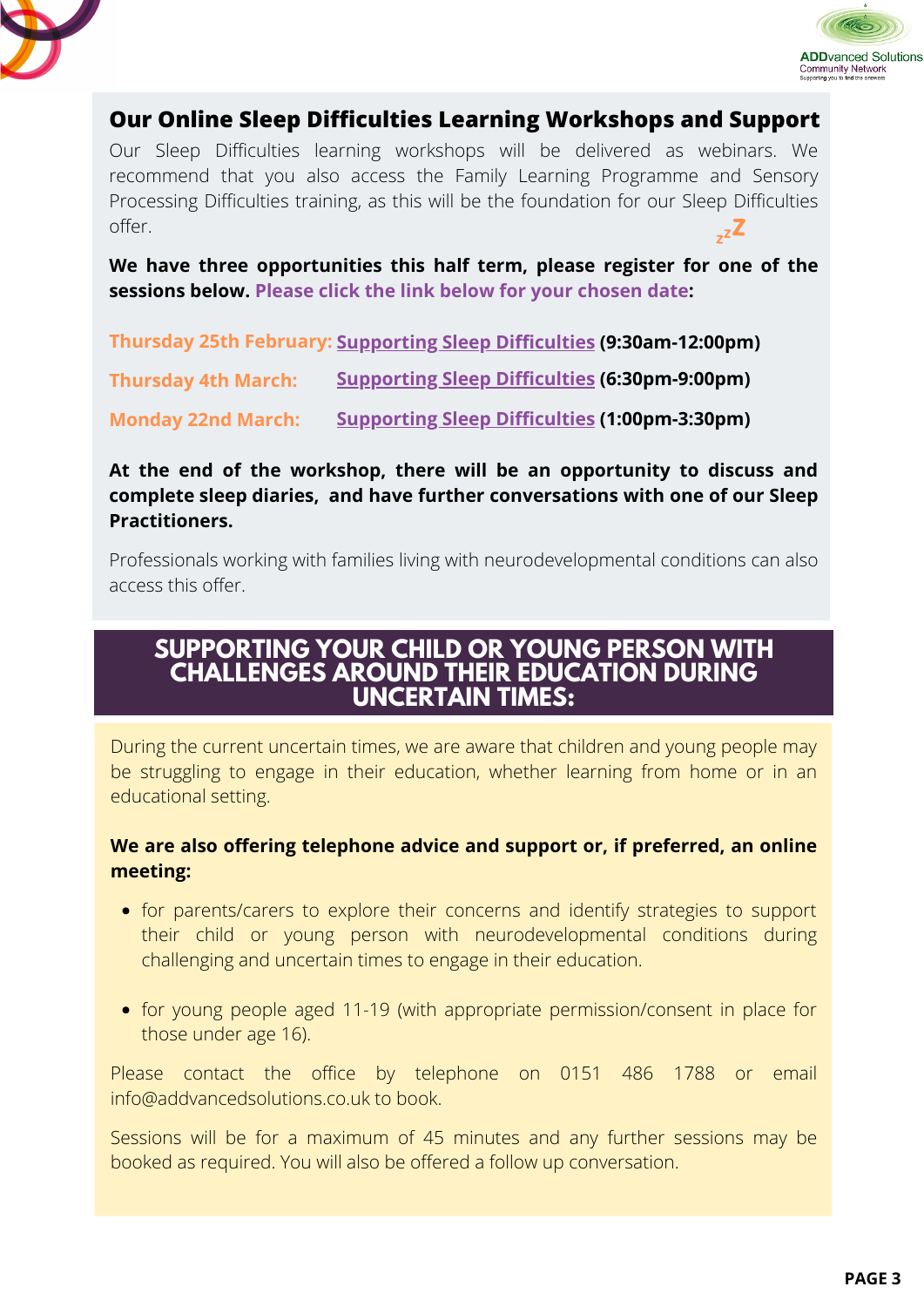## Our Online Sleep Difficulties Learning Workshops and Support

Our Sleep Difficulties learning workshops will be delivered as webinars. We recommend that you also access the Family Learning Programme and Sensory Processing Difficulties training, as this will be the foundation for our Sleep Difficulties offer.

**We have three opportunities this half term, please register for one of the sessions below. Please click the link below for your chosen date:**

**Thursday 25th February:** Supporting Sleep Difficulties **(9:30am-12:00pm)**

**Thursday 4th March:** Supporting Sleep Difficulties **(6:30pm-9:00pm)**

**Monday 22nd March:** Supporting Sleep Difficulties **(1:00pm-3:30pm)**

**At the end of the workshop, there will be an opportunity to discuss and complete sleep diaries, and have further conversations with one of our Sleep Practitioners.**

Professionals working with families living with neurodevelopmental conditions can also access this offer.

## SUPPORTING YOUR CHILD OR YOUNG PERSON WITH CHALLENGES AROUND THEIR EDUCATION DURING UNCERTAIN TIMES:

During the current uncertain times, we are aware that children and young people may be struggling to engage in their education, whether learning from home or in an educational setting.

**We are also offering telephone advice and support or, if preferred, an online meeting:**

- for parents/carers to explore their concerns and identify strategies to support their child or young person with neurodevelopmental conditions during challenging and uncertain times to engage in their education.
- for young people aged 11-19 (with appropriate permission/consent in place for those under age 16).

Please contact the office by telephone on 0151 486 1788 or email info@addvancedsolutions.co.uk to book.

Sessions will be for a maximum of 45 minutes and any further sessions may be booked as required. You will also be offered a follow up conversation.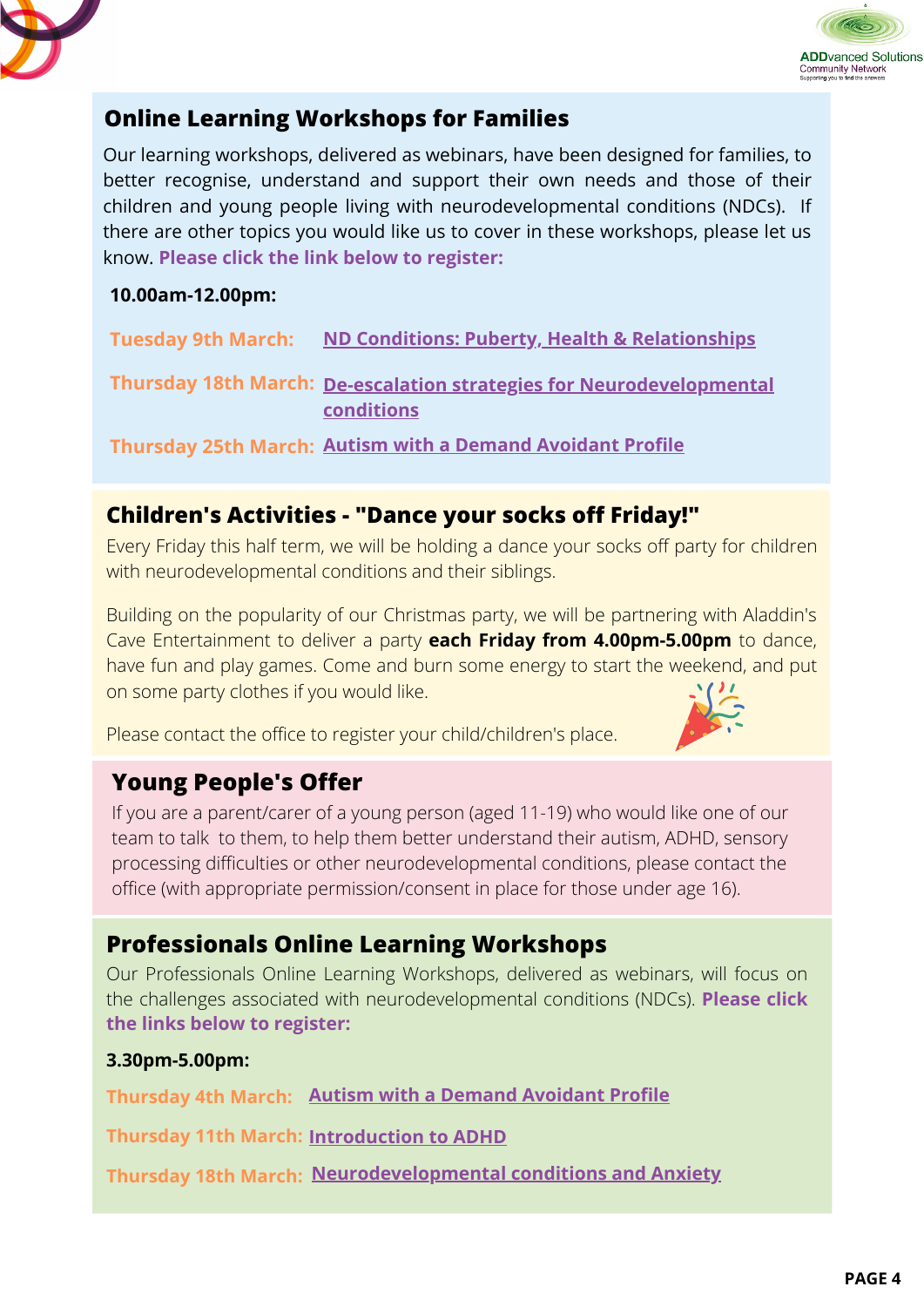## Online Learning Workshops for Families

Our learning workshops, delivered as webinars, have been designed for families, to better recognise, understand and support their own needs and those of their children and young people living with neurodevelopmental conditions (NDCs). If there are other topics you would like us to cover in these workshops, please let us know. **Please click the link below to register:**

**10.00am-12.00pm:**

**Tuesday 9th March:** ND Conditions: Puberty, Health & Relationships

**Thursday 18th March:** De-escalation strategies for Neurodevelopmental conditions

**Thursday 25th March:** Autism with a Demand Avoidant Profile

## Children's Activities - "Dance your socks off Friday!"

Every Friday this half term, we will be holding a dance your socks off party for children with neurodevelopmental conditions and their siblings.

Building on the popularity of our Christmas party, we will be partnering with Aladdin's Cave Entertainment to deliver a party **each Friday from 4.00pm-5.00pm** to dance, have fun and play games. Come and burn some energy to start the weekend, and put on some party clothes if you would like.

Please contact the office to register your child/children's place.

## Young People's Offer

If you are a parent/carer of a young person (aged 11-19) who would like one of our team to talk to them, to help them better understand their autism, ADHD, sensory processing difficulties or other neurodevelopmental conditions, please contact the office (with appropriate permission/consent in place for those under age 16).

## Professionals Online Learning Workshops

Our Professionals Online Learning Workshops, delivered as webinars, will focus on the challenges associated with neurodevelopmental conditions (NDCs). **Please click the links below to register:**

**3.30pm-5.00pm:**

**Thursday 4th March:** Autism with a Demand Avoidant Profile

**Thursday 11th March:** Introduction to ADHD

**Thursday 18th March:** Neurodevelopmental conditions and Anxiety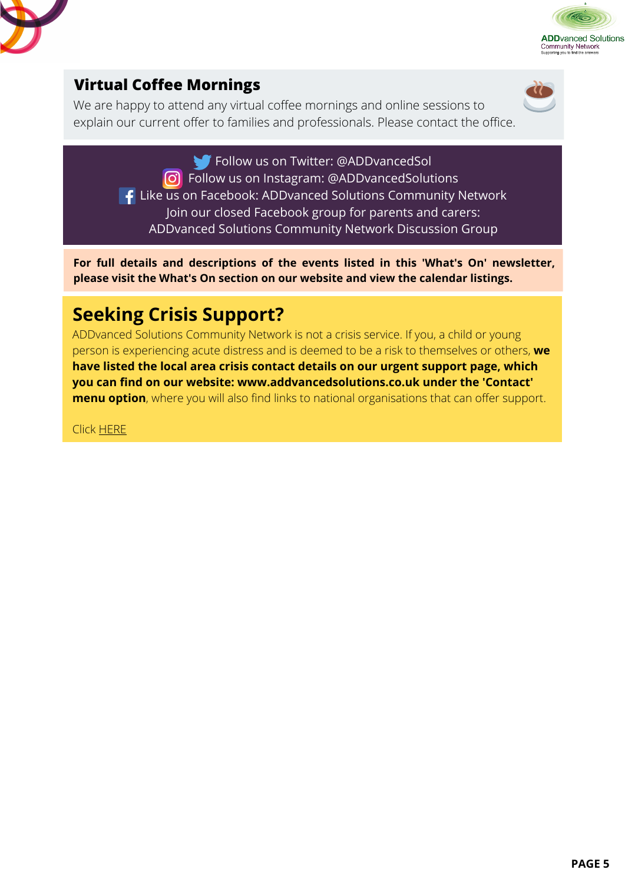## Virtual Coffee Mornings

We are happy to attend any virtual coffee mornings and online sessions to explain our current offer to families and professionals. Please contact the office.

Follow us on Twitter: @ADDvancedSol
Follow us on Instagram: @ADDvancedSolutions
Like us on Facebook: ADDvanced Solutions Community Network
Join our closed Facebook group for parents and carers:
ADDvanced Solutions Community Network Discussion Group

**For full details and descriptions of the events listed in this 'What's On' newsletter, please visit the What's On section on our website and view the calendar listings.**

## Seeking Crisis Support?

ADDvanced Solutions Community Network is not a crisis service. If you, a child or young person is experiencing acute distress and is deemed to be a risk to themselves or others, **we have listed the local area crisis contact details on our urgent support page, which you can find on our website: www.addvancedsolutions.co.uk under the 'Contact' menu option**, where you will also find links to national organisations that can offer support.

Click HERE